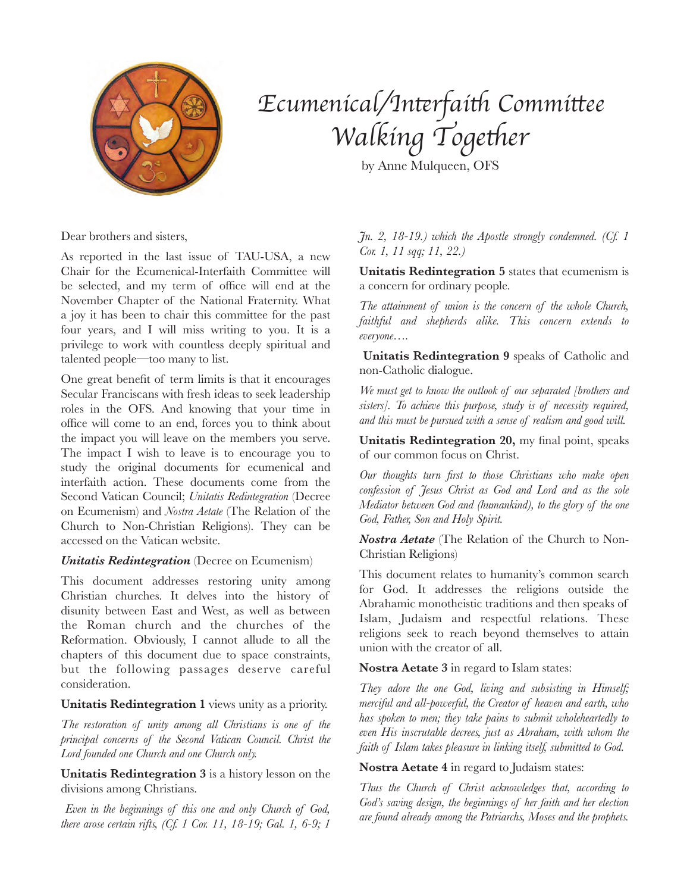# Ecumenical/Interfaith Committee Walking Together

by Anne Mulqueen, OFS

Dear brothers and sisters,

As reported in the last issue of TAU-USA, a new Chair for the Ecumenical-Interfaith Committee will be selected, and my term of office will end at the November Chapter of the National Fraternity. What a joy it has been to chair this committee for the past four years, and I will miss writing to you. It is a privilege to work with countless deeply spiritual and talented people—too many to list.

One great benefit of term limits is that it encourages Secular Franciscans with fresh ideas to seek leadership roles in the OFS. And knowing that your time in office will come to an end, forces you to think about the impact you will leave on the members you serve. The impact I wish to leave is to encourage you to study the original documents for ecumenical and interfaith action. These documents come from the Second Vatican Council; *Unitatis Redintegration* (Decree on Ecumenism) and *Nostra Aetate* (The Relation of the Church to Non-Christian Religions). They can be accessed on the Vatican website.

***Unitatis Redintegration*** (Decree on Ecumenism)

This document addresses restoring unity among Christian churches. It delves into the history of disunity between East and West, as well as between the Roman church and the churches of the Reformation. Obviously, I cannot allude to all the chapters of this document due to space constraints, but the following passages deserve careful consideration.

**Unitatis Redintegration 1** views unity as a priority.

*The restoration of unity among all Christians is one of the principal concerns of the Second Vatican Council. Christ the Lord founded one Church and one Church only.*

**Unitatis Redintegration 3** is a history lesson on the divisions among Christians.

*Even in the beginnings of this one and only Church of God, there arose certain rifts, (Cf. 1 Cor. 11, 18-19; Gal. 1, 6-9; 1 Jn. 2, 18-19.) which the Apostle strongly condemned. (Cf. 1 Cor. 1, 11 sqq; 11, 22.)*

**Unitatis Redintegration 5** states that ecumenism is a concern for ordinary people.

*The attainment of union is the concern of the whole Church, faithful and shepherds alike. This concern extends to everyone….*

**Unitatis Redintegration 9** speaks of Catholic and non-Catholic dialogue.

*We must get to know the outlook of our separated [brothers and sisters]. To achieve this purpose, study is of necessity required, and this must be pursued with a sense of realism and good will.*

**Unitatis Redintegration 20,** my final point, speaks of our common focus on Christ.

*Our thoughts turn first to those Christians who make open confession of Jesus Christ as God and Lord and as the sole Mediator between God and (humankind), to the glory of the one God, Father, Son and Holy Spirit.*

***Nostra Aetate*** (The Relation of the Church to Non-Christian Religions)

This document relates to humanity's common search for God. It addresses the religions outside the Abrahamic monotheistic traditions and then speaks of Islam, Judaism and respectful relations. These religions seek to reach beyond themselves to attain union with the creator of all.

**Nostra Aetate 3** in regard to Islam states:

*They adore the one God, living and subsisting in Himself; merciful and all-powerful, the Creator of heaven and earth, who has spoken to men; they take pains to submit wholeheartedly to even His inscrutable decrees, just as Abraham, with whom the faith of Islam takes pleasure in linking itself, submitted to God.*

**Nostra Aetate 4** in regard to Judaism states:

*Thus the Church of Christ acknowledges that, according to God's saving design, the beginnings of her faith and her election are found already among the Patriarchs, Moses and the prophets.*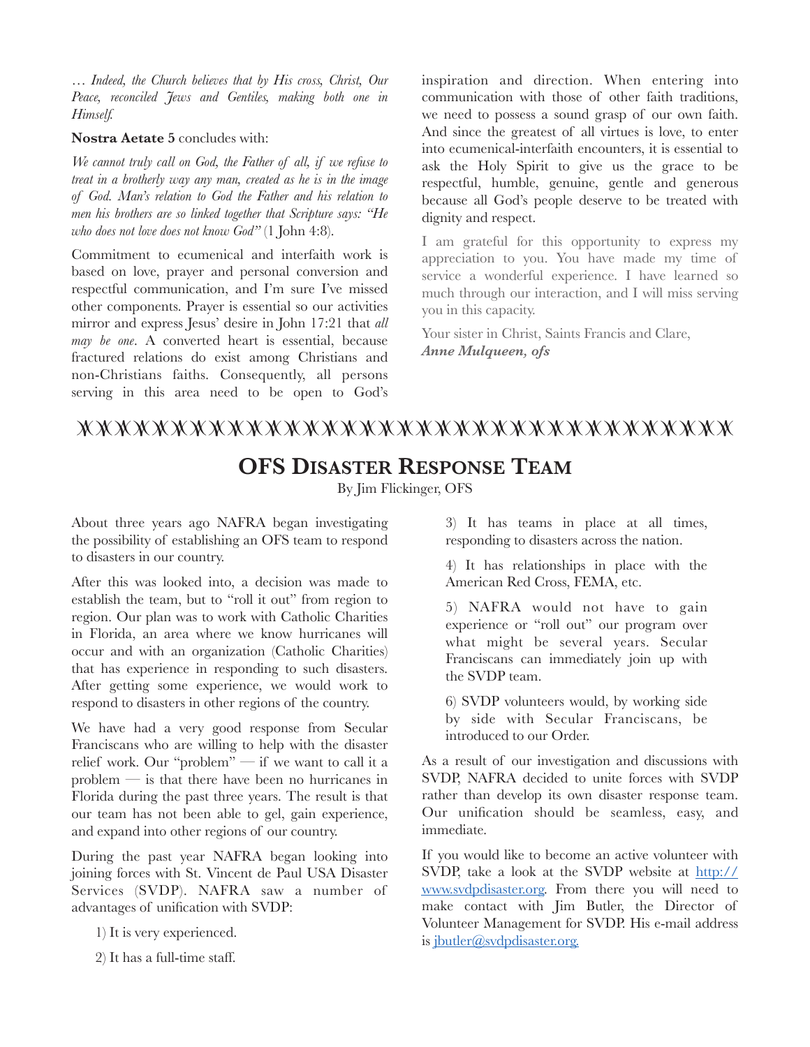… *Indeed, the Church believes that by His cross, Christ, Our Peace, reconciled Jews and Gentiles, making both one in Himself.*

**Nostra Aetate 5** concludes with:

*We cannot truly call on God, the Father of all, if we refuse to treat in a brotherly way any man, created as he is in the image of God. Man's relation to God the Father and his relation to men his brothers are so linked together that Scripture says: "He who does not love does not know God"* (1 John 4:8).

Commitment to ecumenical and interfaith work is based on love, prayer and personal conversion and respectful communication, and I'm sure I've missed other components. Prayer is essential so our activities mirror and express Jesus' desire in John 17:21 that *all may be one*. A converted heart is essential, because fractured relations do exist among Christians and non-Christians faiths. Consequently, all persons serving in this area need to be open to God's inspiration and direction. When entering into communication with those of other faith traditions, we need to possess a sound grasp of our own faith. And since the greatest of all virtues is love, to enter into ecumenical-interfaith encounters, it is essential to ask the Holy Spirit to give us the grace to be respectful, humble, genuine, gentle and generous because all God's people deserve to be treated with dignity and respect.

I am grateful for this opportunity to express my appreciation to you. You have made my time of service a wonderful experience. I have learned so much through our interaction, and I will miss serving you in this capacity.

Your sister in Christ, Saints Francis and Clare,
***Anne Mulqueen, ofs***

---

# OFS Disaster Response Team

By Jim Flickinger, OFS

About three years ago NAFRA began investigating the possibility of establishing an OFS team to respond to disasters in our country.

After this was looked into, a decision was made to establish the team, but to "roll it out" from region to region. Our plan was to work with Catholic Charities in Florida, an area where we know hurricanes will occur and with an organization (Catholic Charities) that has experience in responding to such disasters. After getting some experience, we would work to respond to disasters in other regions of the country.

We have had a very good response from Secular Franciscans who are willing to help with the disaster relief work. Our "problem" — if we want to call it a problem — is that there have been no hurricanes in Florida during the past three years. The result is that our team has not been able to gel, gain experience, and expand into other regions of our country.

During the past year NAFRA began looking into joining forces with St. Vincent de Paul USA Disaster Services (SVDP). NAFRA saw a number of advantages of unification with SVDP:

1) It is very experienced.

2) It has a full-time staff.

3) It has teams in place at all times, responding to disasters across the nation.

4) It has relationships in place with the American Red Cross, FEMA, etc.

5) NAFRA would not have to gain experience or "roll out" our program over what might be several years. Secular Franciscans can immediately join up with the SVDP team.

6) SVDP volunteers would, by working side by side with Secular Franciscans, be introduced to our Order.

As a result of our investigation and discussions with SVDP, NAFRA decided to unite forces with SVDP rather than develop its own disaster response team. Our unification should be seamless, easy, and immediate.

If you would like to become an active volunteer with SVDP, take a look at the SVDP website at [http://www.svdpdisaster.org](http://www.svdpdisaster.org). From there you will need to make contact with Jim Butler, the Director of Volunteer Management for SVDP. His e-mail address is [jbutler@svdpdisaster.org.](mailto:jbutler@svdpdisaster.org)